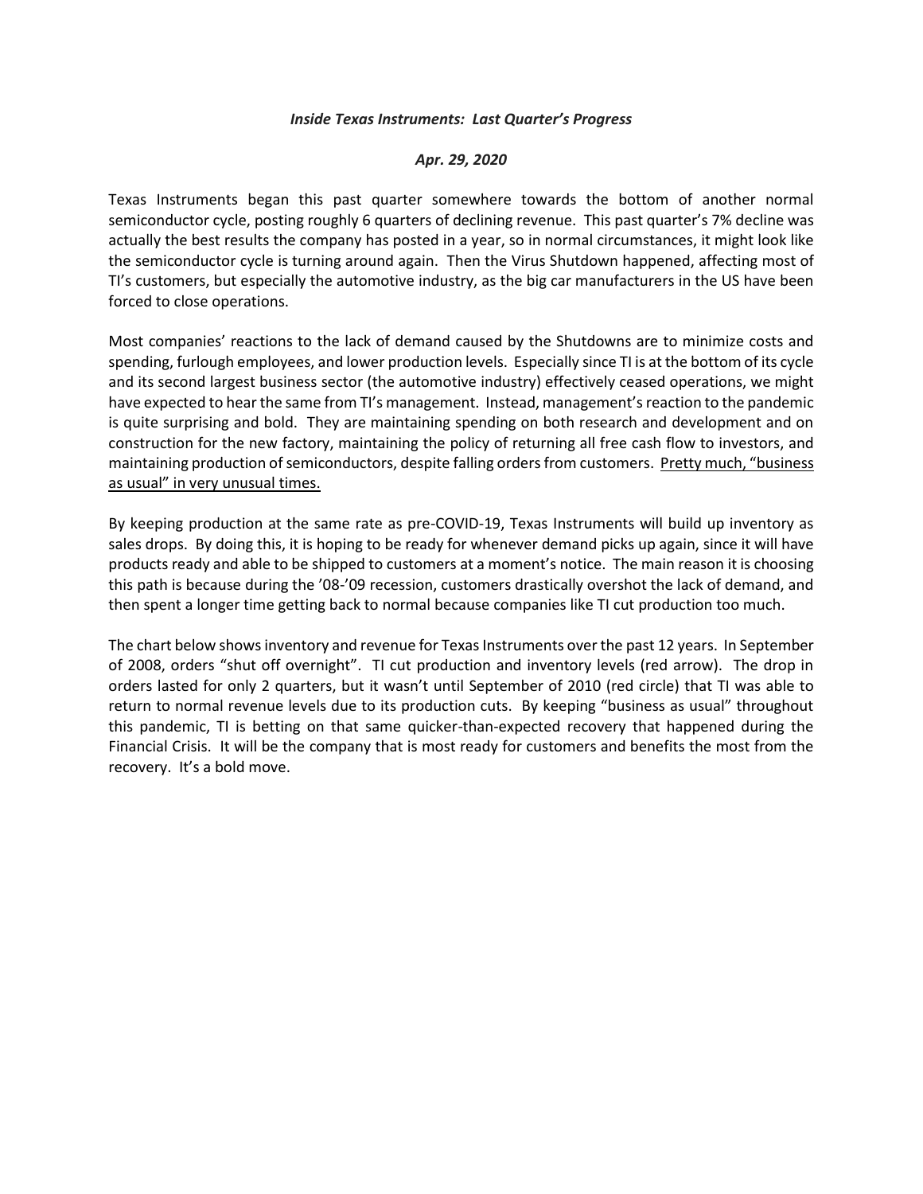***Inside Texas Instruments: Last Quarter's Progress***

***Apr. 29, 2020***

Texas Instruments began this past quarter somewhere towards the bottom of another normal semiconductor cycle, posting roughly 6 quarters of declining revenue. This past quarter's 7% decline was actually the best results the company has posted in a year, so in normal circumstances, it might look like the semiconductor cycle is turning around again. Then the Virus Shutdown happened, affecting most of TI's customers, but especially the automotive industry, as the big car manufacturers in the US have been forced to close operations.

Most companies' reactions to the lack of demand caused by the Shutdowns are to minimize costs and spending, furlough employees, and lower production levels. Especially since TI is at the bottom of its cycle and its second largest business sector (the automotive industry) effectively ceased operations, we might have expected to hear the same from TI's management. Instead, management's reaction to the pandemic is quite surprising and bold. They are maintaining spending on both research and development and on construction for the new factory, maintaining the policy of returning all free cash flow to investors, and maintaining production of semiconductors, despite falling orders from customers. <u>Pretty much, "business as usual" in very unusual times.</u>

By keeping production at the same rate as pre-COVID-19, Texas Instruments will build up inventory as sales drops. By doing this, it is hoping to be ready for whenever demand picks up again, since it will have products ready and able to be shipped to customers at a moment's notice. The main reason it is choosing this path is because during the '08-'09 recession, customers drastically overshot the lack of demand, and then spent a longer time getting back to normal because companies like TI cut production too much.

The chart below shows inventory and revenue for Texas Instruments over the past 12 years. In September of 2008, orders "shut off overnight". TI cut production and inventory levels (red arrow). The drop in orders lasted for only 2 quarters, but it wasn't until September of 2010 (red circle) that TI was able to return to normal revenue levels due to its production cuts. By keeping "business as usual" throughout this pandemic, TI is betting on that same quicker-than-expected recovery that happened during the Financial Crisis. It will be the company that is most ready for customers and benefits the most from the recovery. It's a bold move.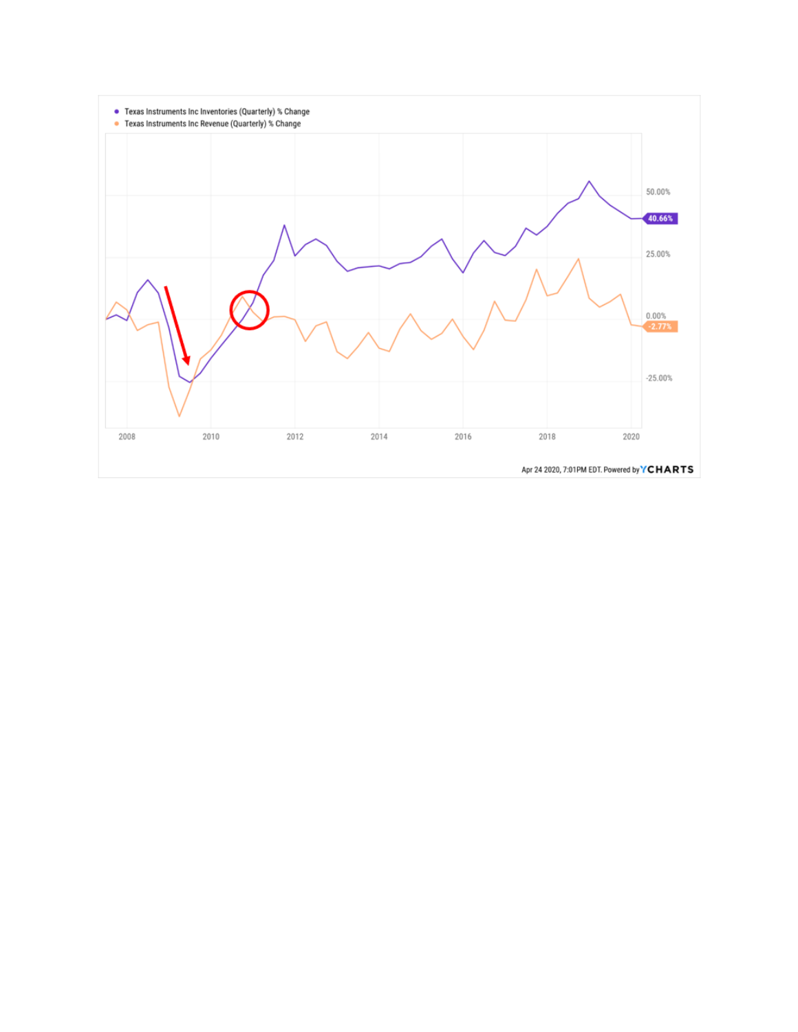Texas Instruments Inc Inventories (Quarterly) % Change
Texas Instruments Inc Revenue (Quarterly) % Change

50.00%
40.66%
25.00%
0.00%
-2.77%
-25.00%

2008
2010
2012
2014
2016
2018
2020

Apr 24 2020, 7:01PM EDT. Powered by YCHARTS